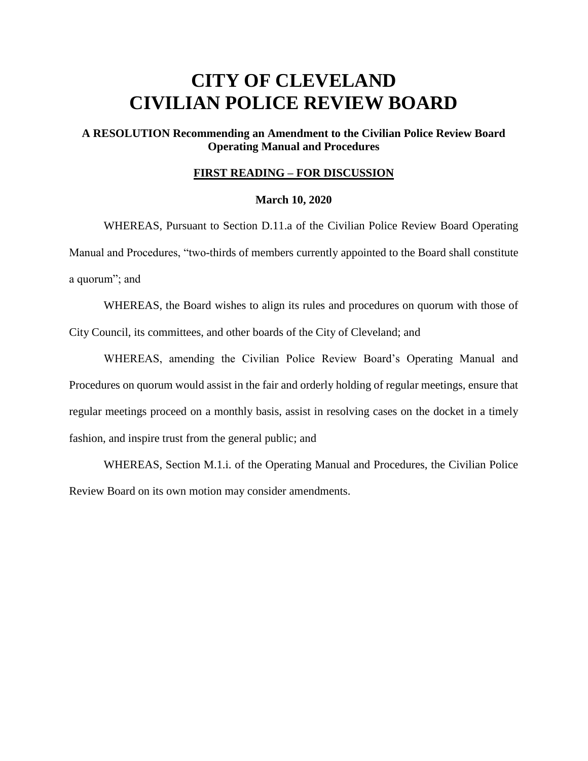# CITY OF CLEVELAND
# CIVILIAN POLICE REVIEW BOARD

**A RESOLUTION Recommending an Amendment to the Civilian Police Review Board Operating Manual and Procedures**

**FIRST READING – FOR DISCUSSION**

**March 10, 2020**

WHEREAS, Pursuant to Section D.11.a of the Civilian Police Review Board Operating Manual and Procedures, "two-thirds of members currently appointed to the Board shall constitute a quorum"; and

WHEREAS, the Board wishes to align its rules and procedures on quorum with those of City Council, its committees, and other boards of the City of Cleveland; and

WHEREAS, amending the Civilian Police Review Board's Operating Manual and Procedures on quorum would assist in the fair and orderly holding of regular meetings, ensure that regular meetings proceed on a monthly basis, assist in resolving cases on the docket in a timely fashion, and inspire trust from the general public; and

WHEREAS, Section M.1.i. of the Operating Manual and Procedures, the Civilian Police Review Board on its own motion may consider amendments.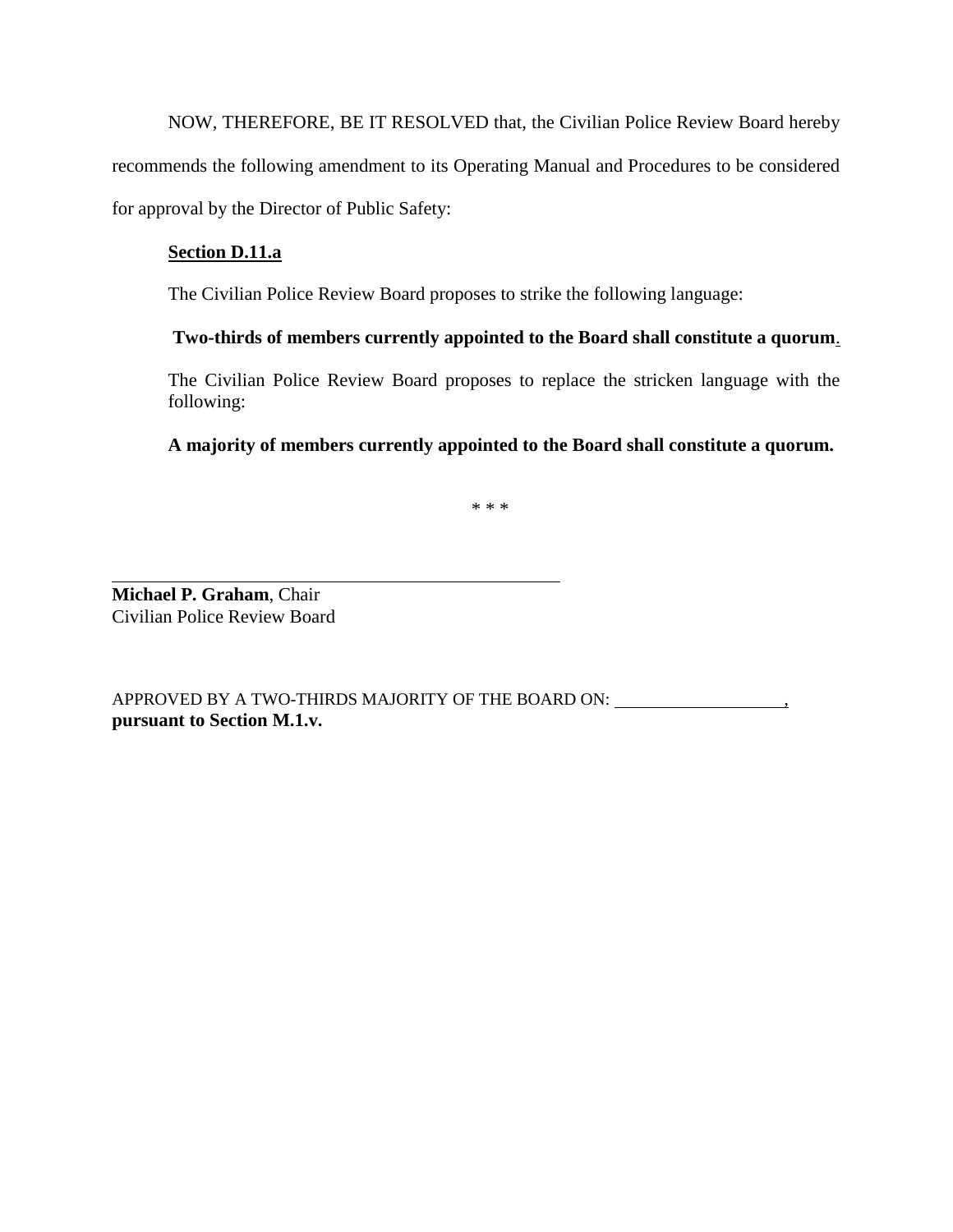NOW, THEREFORE, BE IT RESOLVED that, the Civilian Police Review Board hereby recommends the following amendment to its Operating Manual and Procedures to be considered for approval by the Director of Public Safety:

**Section D.11.a**

The Civilian Police Review Board proposes to strike the following language:

**Two-thirds of members currently appointed to the Board shall constitute a quorum**.

The Civilian Police Review Board proposes to replace the stricken language with the following:

**A majority of members currently appointed to the Board shall constitute a quorum.**

\* \* \*

______________________________________________

**Michael P. Graham**, Chair
Civilian Police Review Board

APPROVED BY A TWO-THIRDS MAJORITY OF THE BOARD ON: ____________________, **pursuant to Section M.1.v.**